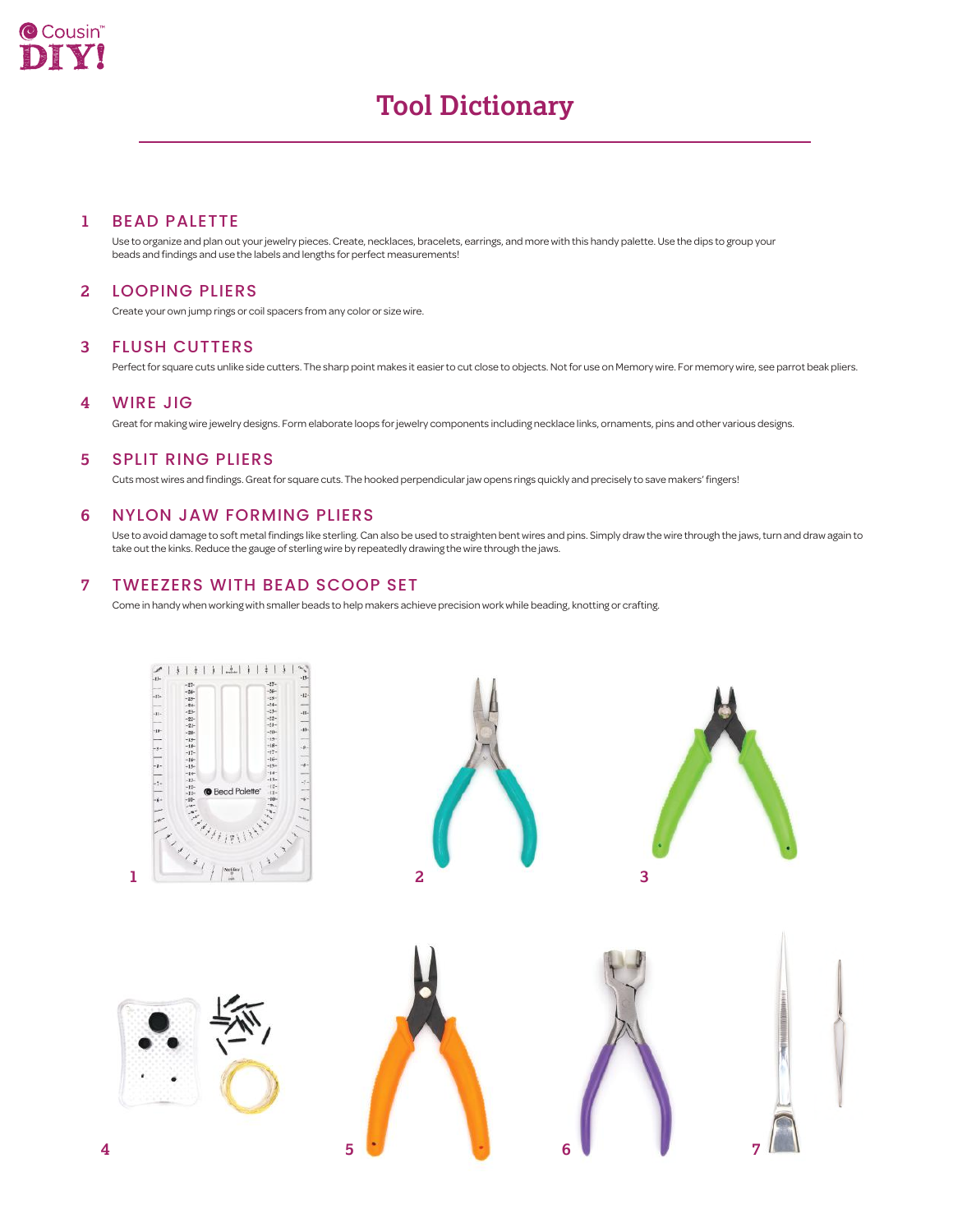# Tool Dictionary

## 1 BEAD PALETTE

Use to organize and plan out your jewelry pieces. Create, necklaces, bracelets, earrings, and more with this handy palette. Use the dips to group your beads and findings and use the labels and lengths for perfect measurements!

## 2 LOOPING PLIERS

Create your own jump rings or coil spacers from any color or size wire.

## 3 FLUSH CUTTERS

Perfect for square cuts unlike side cutters. The sharp point makes it easier to cut close to objects. Not for use on Memory wire. For memory wire, see parrot beak pliers.

## 4 WIRE JIG

Great for making wire jewelry designs. Form elaborate loops for jewelry components including necklace links, ornaments, pins and other various designs.

## 5 SPLIT RING PLIERS

Cuts most wires and findings. Great for square cuts. The hooked perpendicular jaw opens rings quickly and precisely to save makers' fingers!

## 6 NYLON JAW FORMING PLIERS

Use to avoid damage to soft metal findings like sterling. Can also be used to straighten bent wires and pins. Simply draw the wire through the jaws, turn and draw again to take out the kinks. Reduce the gauge of sterling wire by repeatedly drawing the wire through the jaws.

## 7 TWEEZERS WITH BEAD SCOOP SET

Come in handy when working with smaller beads to help makers achieve precision work while beading, knotting or crafting.

1

2

3

4

5

6

7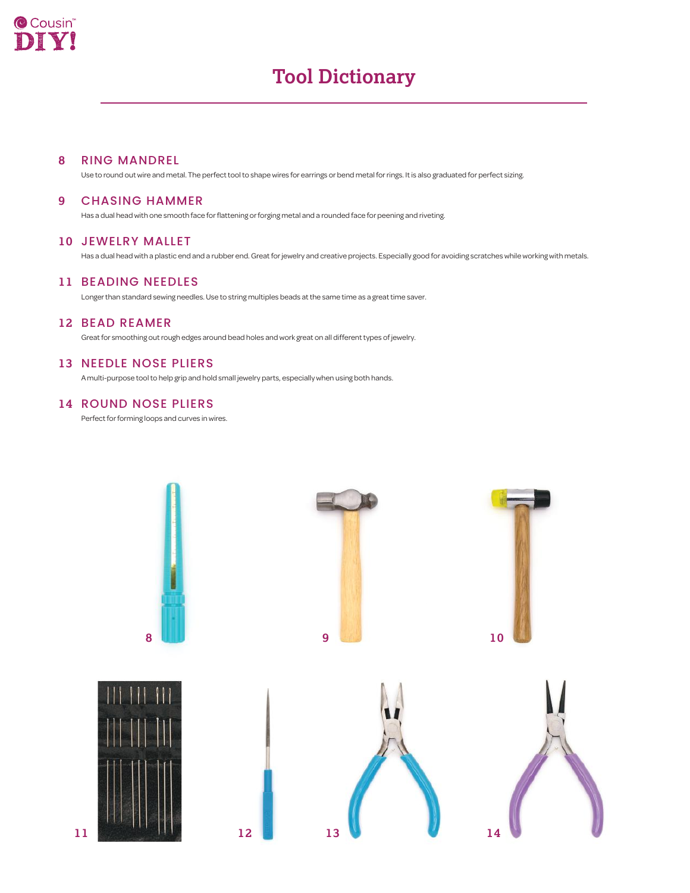# Tool Dictionary

## 8 RING MANDREL

Use to round out wire and metal. The perfect tool to shape wires for earrings or bend metal for rings. It is also graduated for perfect sizing.

## 9 CHASING HAMMER

Has a dual head with one smooth face for flattening or forging metal and a rounded face for peening and riveting.

## 10 JEWELRY MALLET

Has a dual head with a plastic end and a rubber end. Great for jewelry and creative projects. Especially good for avoiding scratches while working with metals.

## 11 BEADING NEEDLES

Longer than standard sewing needles. Use to string multiples beads at the same time as a great time saver.

## 12 BEAD REAMER

Great for smoothing out rough edges around bead holes and work great on all different types of jewelry.

## 13 NEEDLE NOSE PLIERS

A multi-purpose tool to help grip and hold small jewelry parts, especially when using both hands.

## 14 ROUND NOSE PLIERS

Perfect for forming loops and curves in wires.

8

9

10

11

12

13

14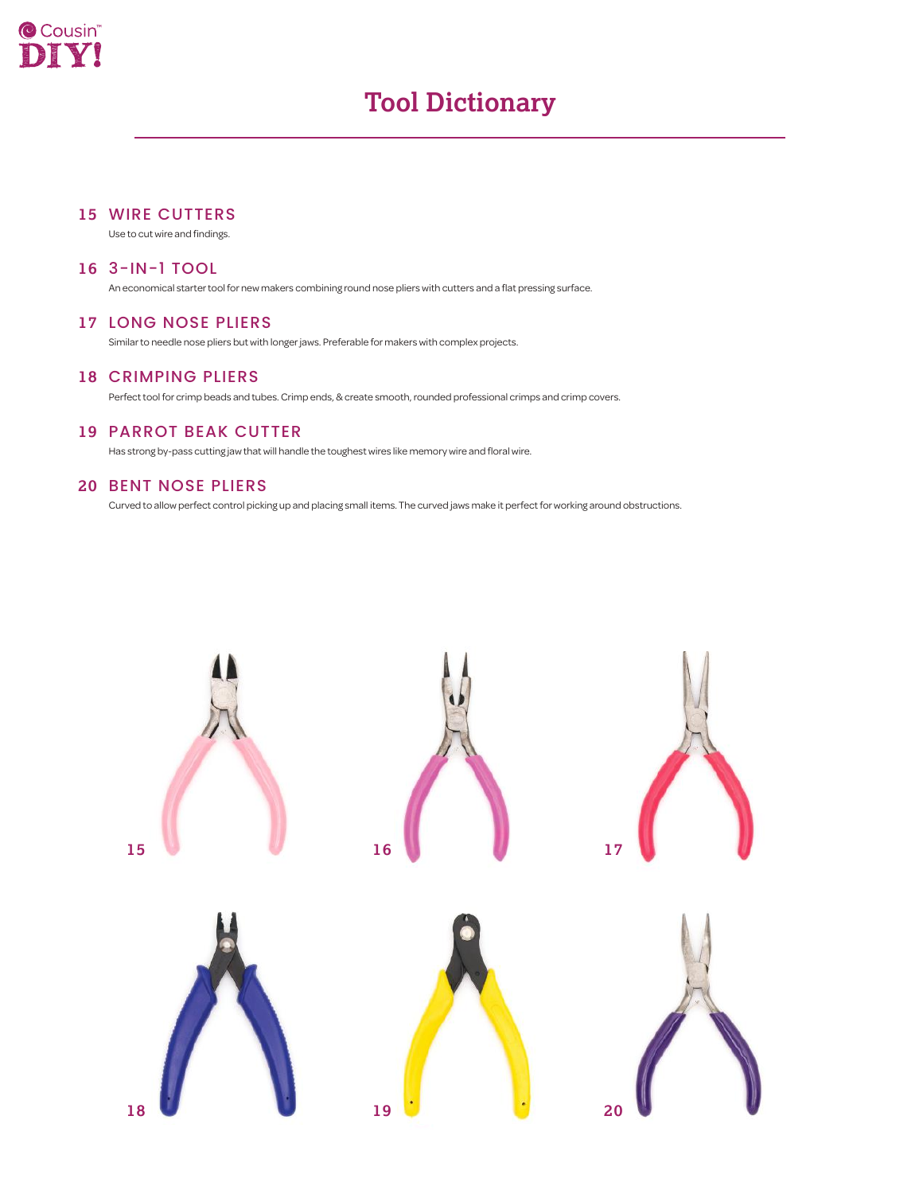# Tool Dictionary

## 15 WIRE CUTTERS

Use to cut wire and findings.

## 16 3-IN-1 TOOL

An economical starter tool for new makers combining round nose pliers with cutters and a flat pressing surface.

## 17 LONG NOSE PLIERS

Similar to needle nose pliers but with longer jaws. Preferable for makers with complex projects.

## 18 CRIMPING PLIERS

Perfect tool for crimp beads and tubes. Crimp ends, & create smooth, rounded professional crimps and crimp covers.

## 19 PARROT BEAK CUTTER

Has strong by-pass cutting jaw that will handle the toughest wires like memory wire and floral wire.

## 20 BENT NOSE PLIERS

Curved to allow perfect control picking up and placing small items. The curved jaws make it perfect for working around obstructions.

15

16

17

18

19

20